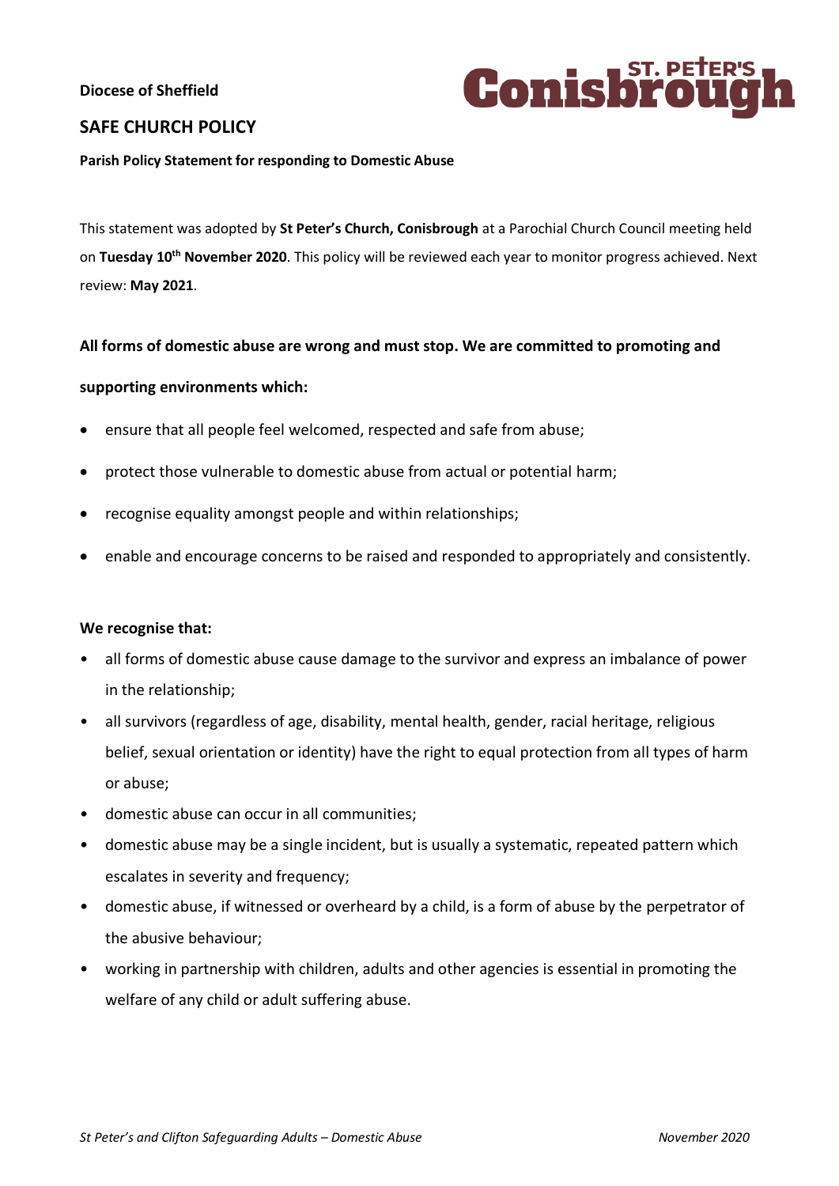**Diocese of Sheffield**

## SAFE CHURCH POLICY

**Parish Policy Statement for responding to Domestic Abuse**

This statement was adopted by **St Peter's Church, Conisbrough** at a Parochial Church Council meeting held on **Tuesday 10th November 2020**. This policy will be reviewed each year to monitor progress achieved. Next review: **May 2021**.

**All forms of domestic abuse are wrong and must stop. We are committed to promoting and supporting environments which:**

- ensure that all people feel welcomed, respected and safe from abuse;
- protect those vulnerable to domestic abuse from actual or potential harm;
- recognise equality amongst people and within relationships;
- enable and encourage concerns to be raised and responded to appropriately and consistently.

**We recognise that:**

- all forms of domestic abuse cause damage to the survivor and express an imbalance of power in the relationship;
- all survivors (regardless of age, disability, mental health, gender, racial heritage, religious belief, sexual orientation or identity) have the right to equal protection from all types of harm or abuse;
- domestic abuse can occur in all communities;
- domestic abuse may be a single incident, but is usually a systematic, repeated pattern which escalates in severity and frequency;
- domestic abuse, if witnessed or overheard by a child, is a form of abuse by the perpetrator of the abusive behaviour;
- working in partnership with children, adults and other agencies is essential in promoting the welfare of any child or adult suffering abuse.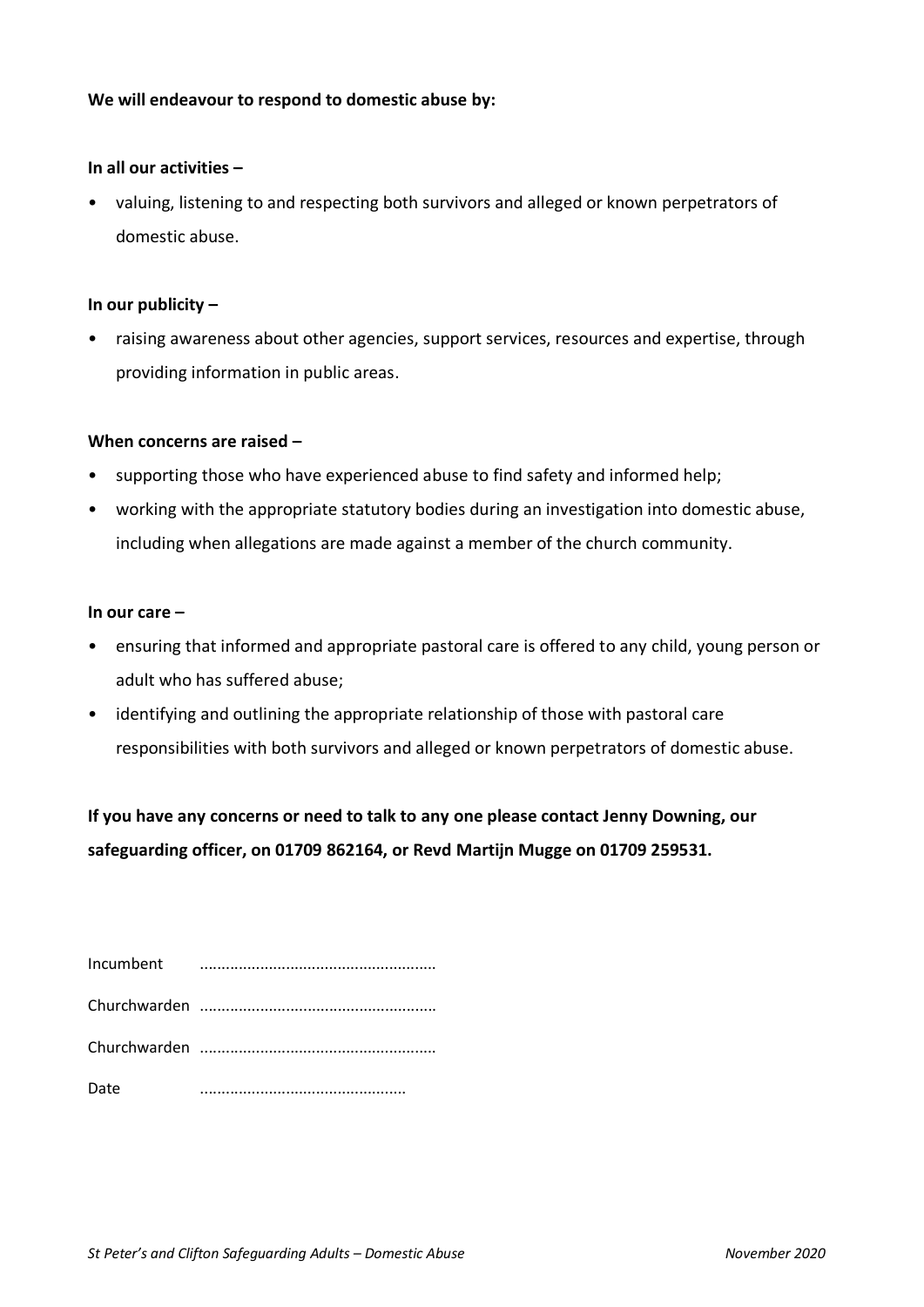**We will endeavour to respond to domestic abuse by:**

**In all our activities –**

- valuing, listening to and respecting both survivors and alleged or known perpetrators of domestic abuse.

**In our publicity –**

- raising awareness about other agencies, support services, resources and expertise, through providing information in public areas.

**When concerns are raised –**

- supporting those who have experienced abuse to find safety and informed help;
- working with the appropriate statutory bodies during an investigation into domestic abuse, including when allegations are made against a member of the church community.

**In our care –**

- ensuring that informed and appropriate pastoral care is offered to any child, young person or adult who has suffered abuse;
- identifying and outlining the appropriate relationship of those with pastoral care responsibilities with both survivors and alleged or known perpetrators of domestic abuse.

**If you have any concerns or need to talk to any one please contact Jenny Downing, our safeguarding officer, on 01709 862164, or Revd Martijn Mugge on 01709 259531.**

Incumbent ......................................................

Churchwarden ......................................................

Churchwarden ......................................................

Date ...............................................